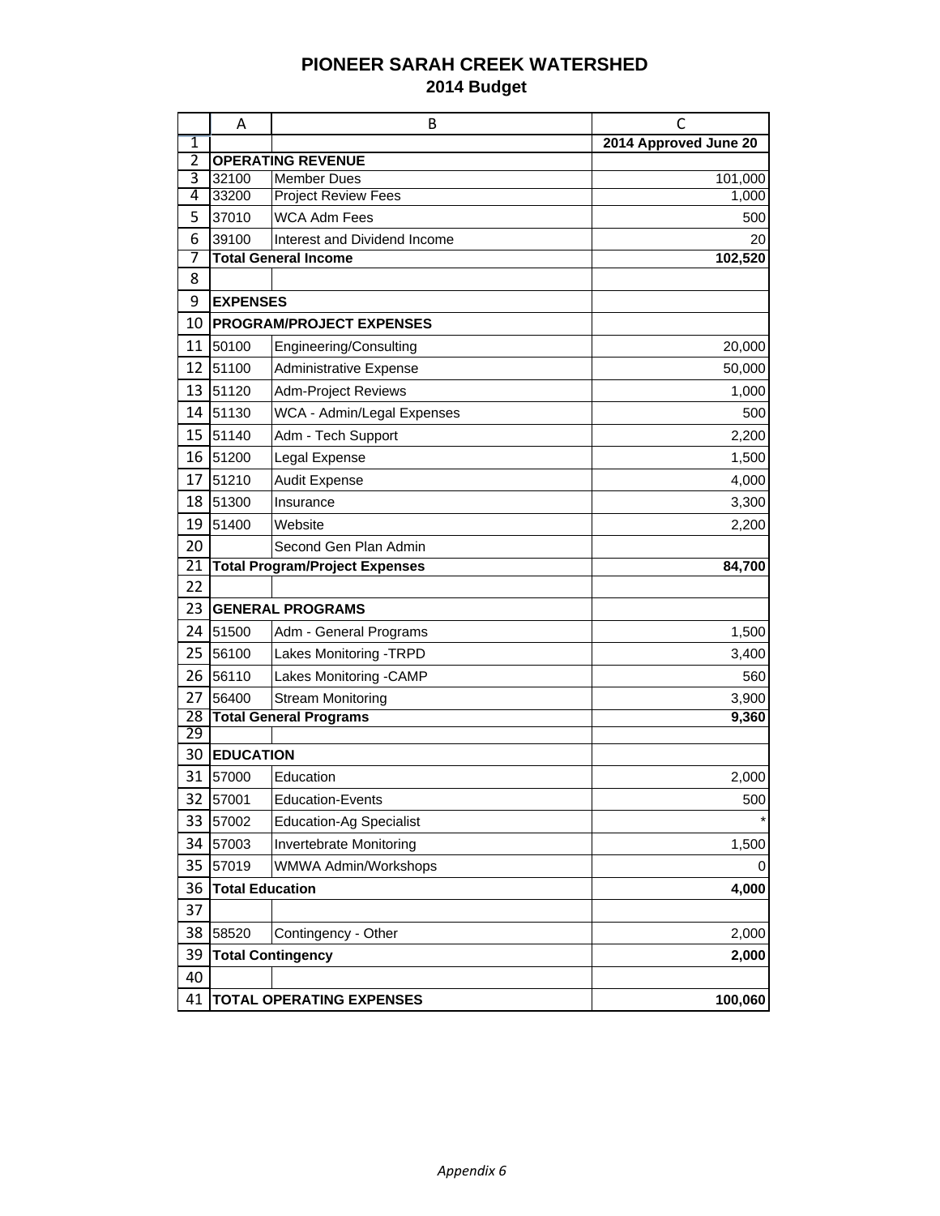# PIONEER SARAH CREEK WATERSHED

## 2014 Budget

| | A | B | C |
|---|---|---|---|
| 1 | | | **2014 Approved June 20** |
| 2 | **OPERATING REVENUE** | | |
| 3 | 32100 | Member Dues | 101,000 |
| 4 | 33200 | Project Review Fees | 1,000 |
| 5 | 37010 | WCA Adm Fees | 500 |
| 6 | 39100 | Interest and Dividend Income | 20 |
| 7 | **Total General Income** | | **102,520** |
| 8 | | | |
| 9 | **EXPENSES** | | |
| 10 | **PROGRAM/PROJECT EXPENSES** | | |
| 11 | 50100 | Engineering/Consulting | 20,000 |
| 12 | 51100 | Administrative Expense | 50,000 |
| 13 | 51120 | Adm-Project Reviews | 1,000 |
| 14 | 51130 | WCA - Admin/Legal Expenses | 500 |
| 15 | 51140 | Adm - Tech Support | 2,200 |
| 16 | 51200 | Legal Expense | 1,500 |
| 17 | 51210 | Audit Expense | 4,000 |
| 18 | 51300 | Insurance | 3,300 |
| 19 | 51400 | Website | 2,200 |
| 20 | | Second Gen Plan Admin | |
| 21 | **Total Program/Project Expenses** | | **84,700** |
| 22 | | | |
| 23 | **GENERAL PROGRAMS** | | |
| 24 | 51500 | Adm - General Programs | 1,500 |
| 25 | 56100 | Lakes Monitoring -TRPD | 3,400 |
| 26 | 56110 | Lakes Monitoring -CAMP | 560 |
| 27 | 56400 | Stream Monitoring | 3,900 |
| 28 | **Total General Programs** | | **9,360** |
| 29 | | | |
| 30 | **EDUCATION** | | |
| 31 | 57000 | Education | 2,000 |
| 32 | 57001 | Education-Events | 500 |
| 33 | 57002 | Education-Ag Specialist | * |
| 34 | 57003 | Invertebrate Monitoring | 1,500 |
| 35 | 57019 | WMWA Admin/Workshops | 0 |
| 36 | **Total Education** | | **4,000** |
| 37 | | | |
| 38 | 58520 | Contingency - Other | 2,000 |
| 39 | **Total Contingency** | | **2,000** |
| 40 | | | |
| 41 | **TOTAL OPERATING EXPENSES** | | **100,060** |

*Appendix 6*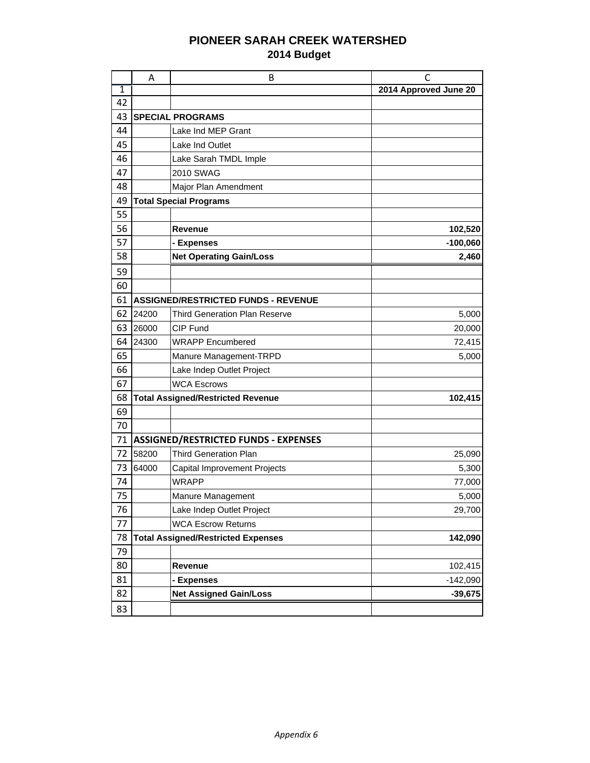# PIONEER SARAH CREEK WATERSHED

## 2014 Budget

| | A | B | C |
|---|---|---|---|
| 1 | | | **2014 Approved June 20** |
| 42 | | | |
| 43 | **SPECIAL PROGRAMS** | | |
| 44 | | Lake Ind MEP Grant | |
| 45 | | Lake Ind Outlet | |
| 46 | | Lake Sarah TMDL Imple | |
| 47 | | 2010 SWAG | |
| 48 | | Major Plan Amendment | |
| 49 | **Total Special Programs** | | |
| 55 | | | |
| 56 | | **Revenue** | **102,520** |
| 57 | | **- Expenses** | **-100,060** |
| 58 | | **Net Operating Gain/Loss** | **2,460** |
| 59 | | | |
| 60 | | | |
| 61 | **ASSIGNED/RESTRICTED FUNDS - REVENUE** | | |
| 62 | 24200 | Third Generation Plan Reserve | 5,000 |
| 63 | 26000 | CIP Fund | 20,000 |
| 64 | 24300 | WRAPP Encumbered | 72,415 |
| 65 | | Manure Management-TRPD | 5,000 |
| 66 | | Lake Indep Outlet Project | |
| 67 | | WCA Escrows | |
| 68 | **Total Assigned/Restricted Revenue** | | **102,415** |
| 69 | | | |
| 70 | | | |
| 71 | **ASSIGNED/RESTRICTED FUNDS - EXPENSES** | | |
| 72 | 58200 | Third Generation Plan | 25,090 |
| 73 | 64000 | Capital Improvement Projects | 5,300 |
| 74 | | WRAPP | 77,000 |
| 75 | | Manure Management | 5,000 |
| 76 | | Lake Indep Outlet Project | 29,700 |
| 77 | | WCA Escrow Returns | |
| 78 | **Total Assigned/Restricted Expenses** | | **142,090** |
| 79 | | | |
| 80 | | **Revenue** | 102,415 |
| 81 | | **- Expenses** | -142,090 |
| 82 | | **Net Assigned Gain/Loss** | **-39,675** |
| 83 | | | |

*Appendix 6*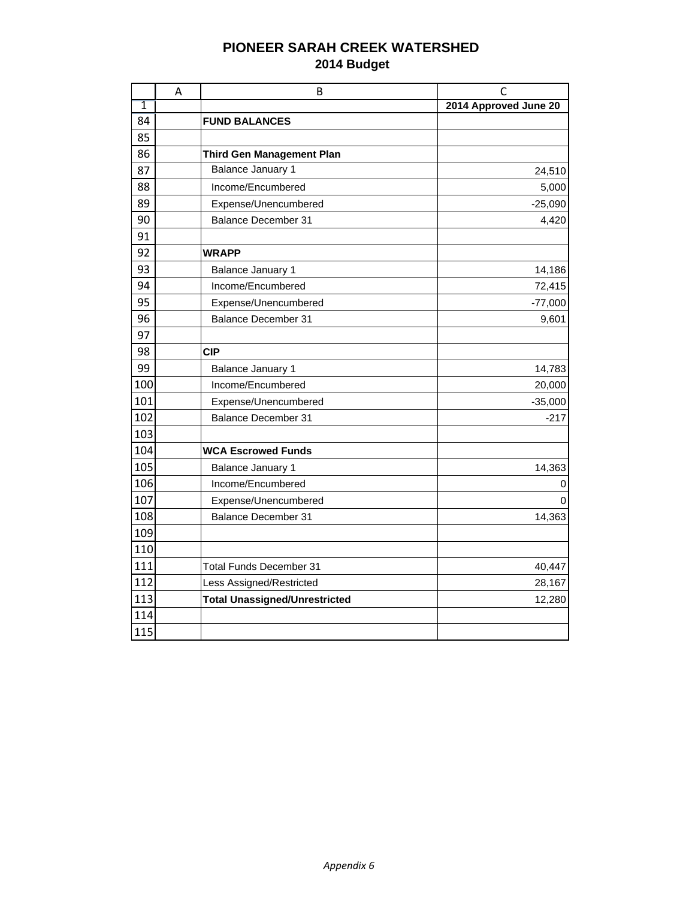# PIONEER SARAH CREEK WATERSHED

## 2014 Budget

| | A | B | C |
|---|---|---|---|
| 1 | | | **2014 Approved June 20** |
| 84 | | **FUND BALANCES** | |
| 85 | | | |
| 86 | | **Third Gen Management Plan** | |
| 87 | | Balance January 1 | 24,510 |
| 88 | | Income/Encumbered | 5,000 |
| 89 | | Expense/Unencumbered | -25,090 |
| 90 | | Balance December 31 | 4,420 |
| 91 | | | |
| 92 | | **WRAPP** | |
| 93 | | Balance January 1 | 14,186 |
| 94 | | Income/Encumbered | 72,415 |
| 95 | | Expense/Unencumbered | -77,000 |
| 96 | | Balance December 31 | 9,601 |
| 97 | | | |
| 98 | | **CIP** | |
| 99 | | Balance January 1 | 14,783 |
| 100 | | Income/Encumbered | 20,000 |
| 101 | | Expense/Unencumbered | -35,000 |
| 102 | | Balance December 31 | -217 |
| 103 | | | |
| 104 | | **WCA Escrowed Funds** | |
| 105 | | Balance January 1 | 14,363 |
| 106 | | Income/Encumbered | 0 |
| 107 | | Expense/Unencumbered | 0 |
| 108 | | Balance December 31 | 14,363 |
| 109 | | | |
| 110 | | | |
| 111 | | Total Funds December 31 | 40,447 |
| 112 | | Less Assigned/Restricted | 28,167 |
| 113 | | **Total Unassigned/Unrestricted** | 12,280 |
| 114 | | | |
| 115 | | | |

*Appendix 6*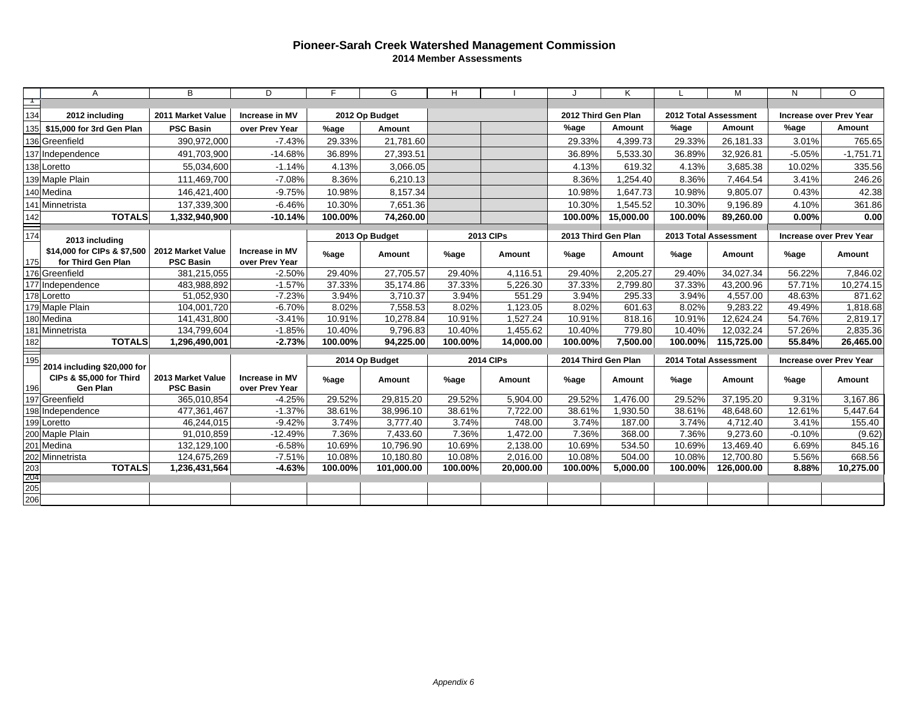# Pioneer-Sarah Creek Watershed Management Commission

## 2014 Member Assessments

| | A | B | D | F | G | H | I | J | K | L | M | N | O |
|---|---|---|---|---|---|---|---|---|---|---|---|---|---|
| 134 | 2012 including | 2011 Market Value | Increase in MV | 2012 Op Budget | | | | 2012 Third Gen Plan | | 2012 Total Assessment | | Increase over Prev Year | |
| 135 | $15,000 for 3rd Gen Plan | PSC Basin | over Prev Year | %age | Amount | | | %age | Amount | %age | Amount | %age | Amount |
| 136 | Greenfield | 390,972,000 | -7.43% | 29.33% | 21,781.60 | | | 29.33% | 4,399.73 | 29.33% | 26,181.33 | 3.01% | 765.65 |
| 137 | Independence | 491,703,900 | -14.68% | 36.89% | 27,393.51 | | | 36.89% | 5,533.30 | 36.89% | 32,926.81 | -5.05% | -1,751.71 |
| 138 | Loretto | 55,034,600 | -1.14% | 4.13% | 3,066.05 | | | 4.13% | 619.32 | 4.13% | 3,685.38 | 10.02% | 335.56 |
| 139 | Maple Plain | 111,469,700 | -7.08% | 8.36% | 6,210.13 | | | 8.36% | 1,254.40 | 8.36% | 7,464.54 | 3.41% | 246.26 |
| 140 | Medina | 146,421,400 | -9.75% | 10.98% | 8,157.34 | | | 10.98% | 1,647.73 | 10.98% | 9,805.07 | 0.43% | 42.38 |
| 141 | Minnetrista | 137,339,300 | -6.46% | 10.30% | 7,651.36 | | | 10.30% | 1,545.52 | 10.30% | 9,196.89 | 4.10% | 361.86 |
| 142 | **TOTALS** | **1,332,940,900** | **-10.14%** | **100.00%** | **74,260.00** | | | **100.00%** | **15,000.00** | **100.00%** | **89,260.00** | **0.00%** | **0.00** |
| 174 | 2013 including | | | 2013 Op Budget | | 2013 CIPs | | 2013 Third Gen Plan | | 2013 Total Assessment | | Increase over Prev Year | |
| 175 | $14,000 for CIPs & $7,500 for Third Gen Plan | 2012 Market Value PSC Basin | Increase in MV over Prev Year | %age | Amount | %age | Amount | %age | Amount | %age | Amount | %age | Amount |
| 176 | Greenfield | 381,215,055 | -2.50% | 29.40% | 27,705.57 | 29.40% | 4,116.51 | 29.40% | 2,205.27 | 29.40% | 34,027.34 | 56.22% | 7,846.02 |
| 177 | Independence | 483,988,892 | -1.57% | 37.33% | 35,174.86 | 37.33% | 5,226.30 | 37.33% | 2,799.80 | 37.33% | 43,200.96 | 57.71% | 10,274.15 |
| 178 | Loretto | 51,052,930 | -7.23% | 3.94% | 3,710.37 | 3.94% | 551.29 | 3.94% | 295.33 | 3.94% | 4,557.00 | 48.63% | 871.62 |
| 179 | Maple Plain | 104,001,720 | -6.70% | 8.02% | 7,558.53 | 8.02% | 1,123.05 | 8.02% | 601.63 | 8.02% | 9,283.22 | 49.49% | 1,818.68 |
| 180 | Medina | 141,431,800 | -3.41% | 10.91% | 10,278.84 | 10.91% | 1,527.24 | 10.91% | 818.16 | 10.91% | 12,624.24 | 54.76% | 2,819.17 |
| 181 | Minnetrista | 134,799,604 | -1.85% | 10.40% | 9,796.83 | 10.40% | 1,455.62 | 10.40% | 779.80 | 10.40% | 12,032.24 | 57.26% | 2,835.36 |
| 182 | **TOTALS** | **1,296,490,001** | **-2.73%** | **100.00%** | **94,225.00** | **100.00%** | **14,000.00** | **100.00%** | **7,500.00** | **100.00%** | **115,725.00** | **55.84%** | **26,465.00** |
| 195 | 2014 including $20,000 for | | | 2014 Op Budget | | 2014 CIPs | | 2014 Third Gen Plan | | 2014 Total Assessment | | Increase over Prev Year | |
| 196 | CIPs & $5,000 for Third Gen Plan | 2013 Market Value PSC Basin | Increase in MV over Prev Year | %age | Amount | %age | Amount | %age | Amount | %age | Amount | %age | Amount |
| 197 | Greenfield | 365,010,854 | -4.25% | 29.52% | 29,815.20 | 29.52% | 5,904.00 | 29.52% | 1,476.00 | 29.52% | 37,195.20 | 9.31% | 3,167.86 |
| 198 | Independence | 477,361,467 | -1.37% | 38.61% | 38,996.10 | 38.61% | 7,722.00 | 38.61% | 1,930.50 | 38.61% | 48,648.60 | 12.61% | 5,447.64 |
| 199 | Loretto | 46,244,015 | -9.42% | 3.74% | 3,777.40 | 3.74% | 748.00 | 3.74% | 187.00 | 3.74% | 4,712.40 | 3.41% | 155.40 |
| 200 | Maple Plain | 91,010,859 | -12.49% | 7.36% | 7,433.60 | 7.36% | 1,472.00 | 7.36% | 368.00 | 7.36% | 9,273.60 | -0.10% | (9.62) |
| 201 | Medina | 132,129,100 | -6.58% | 10.69% | 10,796.90 | 10.69% | 2,138.00 | 10.69% | 534.50 | 10.69% | 13,469.40 | 6.69% | 845.16 |
| 202 | Minnetrista | 124,675,269 | -7.51% | 10.08% | 10,180.80 | 10.08% | 2,016.00 | 10.08% | 504.00 | 10.08% | 12,700.80 | 5.56% | 668.56 |
| 203 | **TOTALS** | **1,236,431,564** | **-4.63%** | **100.00%** | **101,000.00** | **100.00%** | **20,000.00** | **100.00%** | **5,000.00** | **100.00%** | **126,000.00** | **8.88%** | **10,275.00** |

*Appendix 6*